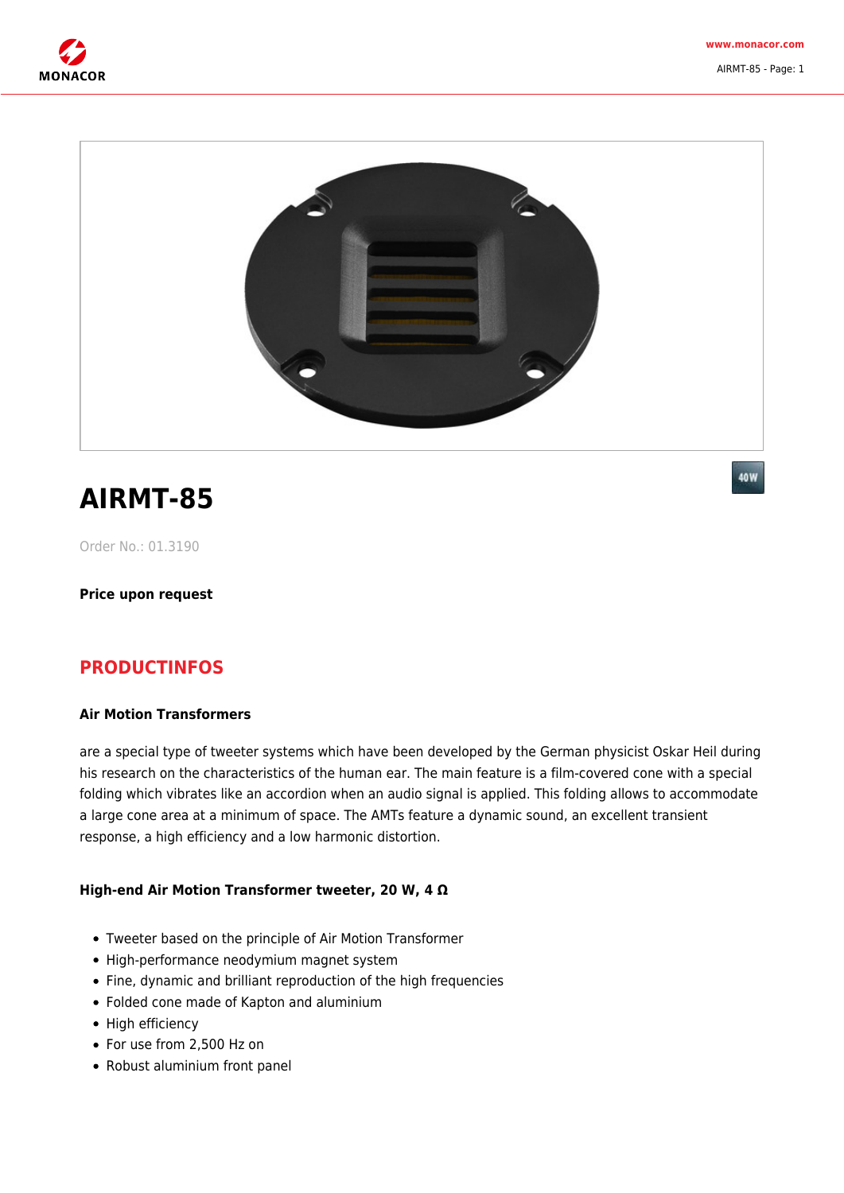# AIRMT-85

Order No.: 01.3190

**Price upon request**

## PRODUCTINFOS

### Air Motion Transformers

are a special type of tweeter systems which have been developed by the German physicist Oskar Heil during his research on the characteristics of the human ear. The main feature is a film-covered cone with a special folding which vibrates like an accordion when an audio signal is applied. This folding allows to accommodate a large cone area at a minimum of space. The AMTs feature a dynamic sound, an excellent transient response, a high efficiency and a low harmonic distortion.

### High-end Air Motion Transformer tweeter, 20 W, 4 Ω

- Tweeter based on the principle of Air Motion Transformer
- High-performance neodymium magnet system
- Fine, dynamic and brilliant reproduction of the high frequencies
- Folded cone made of Kapton and aluminium
- High efficiency
- For use from 2,500 Hz on
- Robust aluminium front panel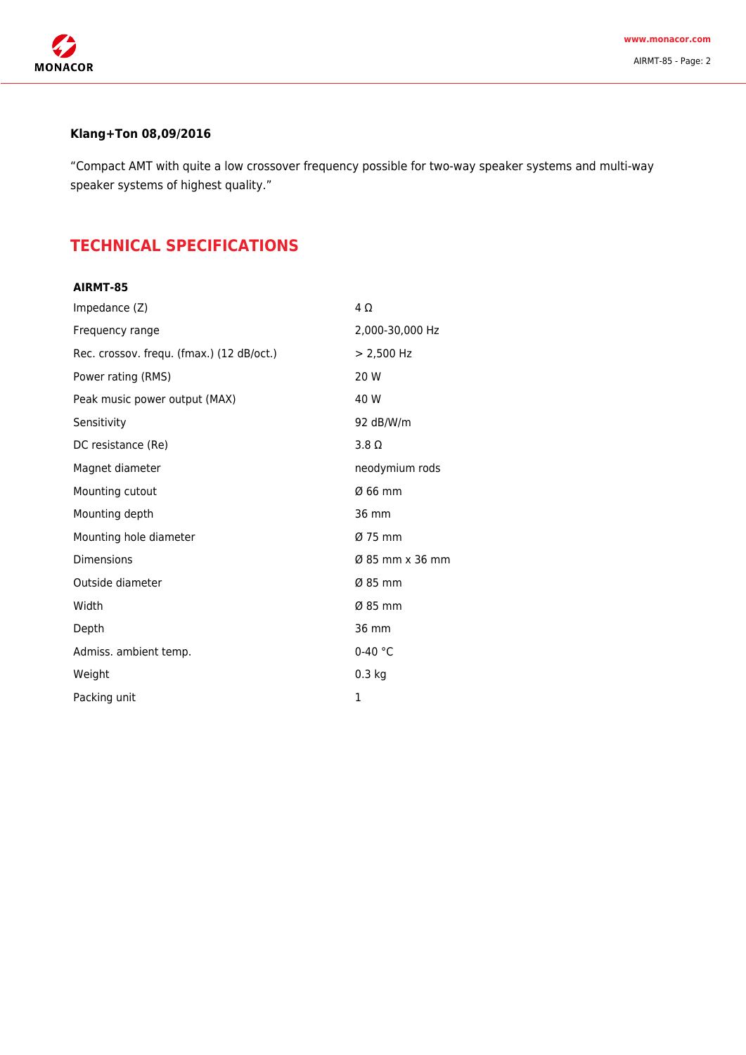**Klang+Ton 08,09/2016**

“Compact AMT with quite a low crossover frequency possible for two-way speaker systems and multi-way speaker systems of highest quality.”

## TECHNICAL SPECIFICATIONS

| **AIRMT-85** | |
| --- | --- |
| Impedance (Z) | 4 Ω |
| Frequency range | 2,000-30,000 Hz |
| Rec. crossov. frequ. (fmax.) (12 dB/oct.) | > 2,500 Hz |
| Power rating (RMS) | 20 W |
| Peak music power output (MAX) | 40 W |
| Sensitivity | 92 dB/W/m |
| DC resistance (Re) | 3.8 Ω |
| Magnet diameter | neodymium rods |
| Mounting cutout | Ø 66 mm |
| Mounting depth | 36 mm |
| Mounting hole diameter | Ø 75 mm |
| Dimensions | Ø 85 mm x 36 mm |
| Outside diameter | Ø 85 mm |
| Width | Ø 85 mm |
| Depth | 36 mm |
| Admiss. ambient temp. | 0-40 °C |
| Weight | 0.3 kg |
| Packing unit | 1 |